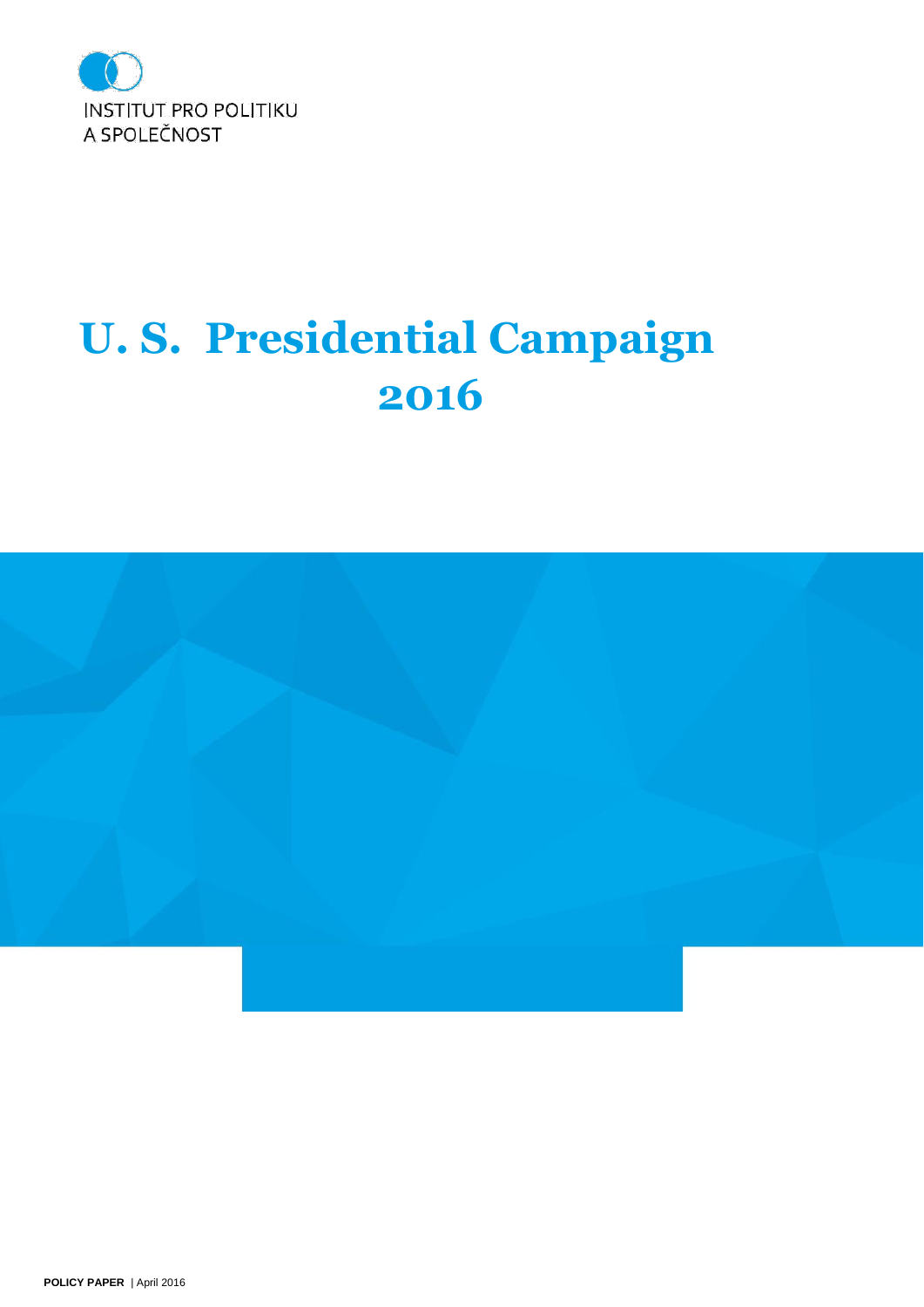INSTITUT PRO POLITIKU
A SPOLEČNOST

# U. S. Presidential Campaign 2016

**POLICY PAPER** | April 2016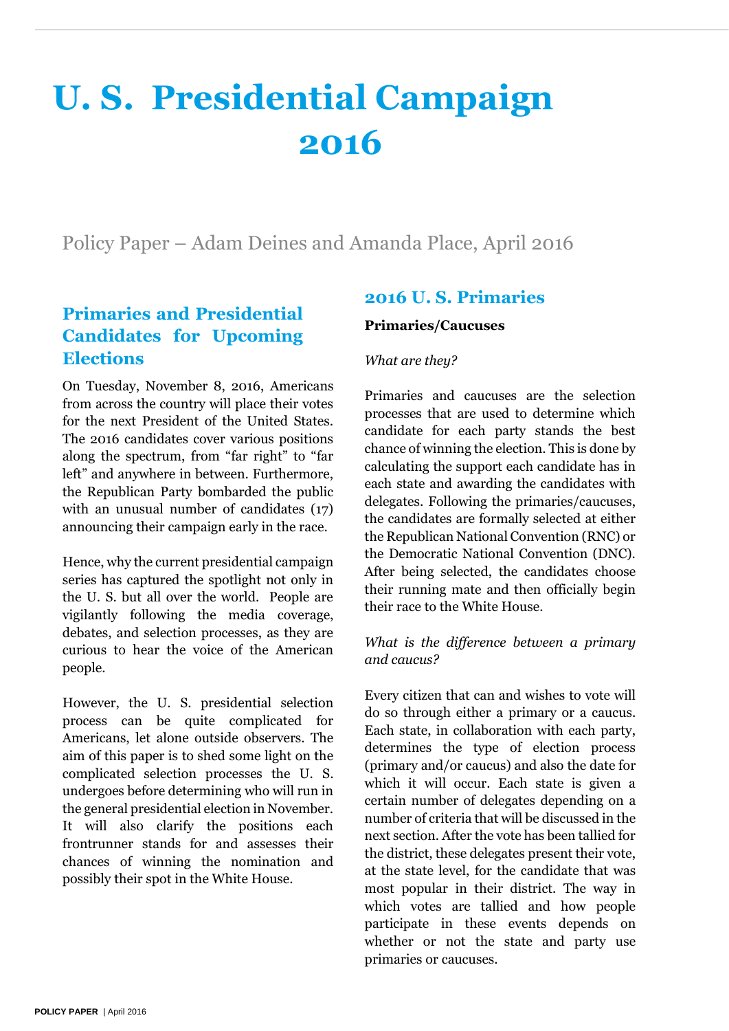# U. S. Presidential Campaign 2016

Policy Paper – Adam Deines and Amanda Place, April 2016

## Primaries and Presidential Candidates for Upcoming Elections

On Tuesday, November 8, 2016, Americans from across the country will place their votes for the next President of the United States. The 2016 candidates cover various positions along the spectrum, from "far right" to "far left" and anywhere in between. Furthermore, the Republican Party bombarded the public with an unusual number of candidates (17) announcing their campaign early in the race.

Hence, why the current presidential campaign series has captured the spotlight not only in the U. S. but all over the world. People are vigilantly following the media coverage, debates, and selection processes, as they are curious to hear the voice of the American people.

However, the U. S. presidential selection process can be quite complicated for Americans, let alone outside observers. The aim of this paper is to shed some light on the complicated selection processes the U. S. undergoes before determining who will run in the general presidential election in November. It will also clarify the positions each frontrunner stands for and assesses their chances of winning the nomination and possibly their spot in the White House.

## 2016 U. S. Primaries

**Primaries/Caucuses**

*What are they?*

Primaries and caucuses are the selection processes that are used to determine which candidate for each party stands the best chance of winning the election. This is done by calculating the support each candidate has in each state and awarding the candidates with delegates. Following the primaries/caucuses, the candidates are formally selected at either the Republican National Convention (RNC) or the Democratic National Convention (DNC). After being selected, the candidates choose their running mate and then officially begin their race to the White House.

*What is the difference between a primary and caucus?*

Every citizen that can and wishes to vote will do so through either a primary or a caucus. Each state, in collaboration with each party, determines the type of election process (primary and/or caucus) and also the date for which it will occur. Each state is given a certain number of delegates depending on a number of criteria that will be discussed in the next section. After the vote has been tallied for the district, these delegates present their vote, at the state level, for the candidate that was most popular in their district. The way in which votes are tallied and how people participate in these events depends on whether or not the state and party use primaries or caucuses.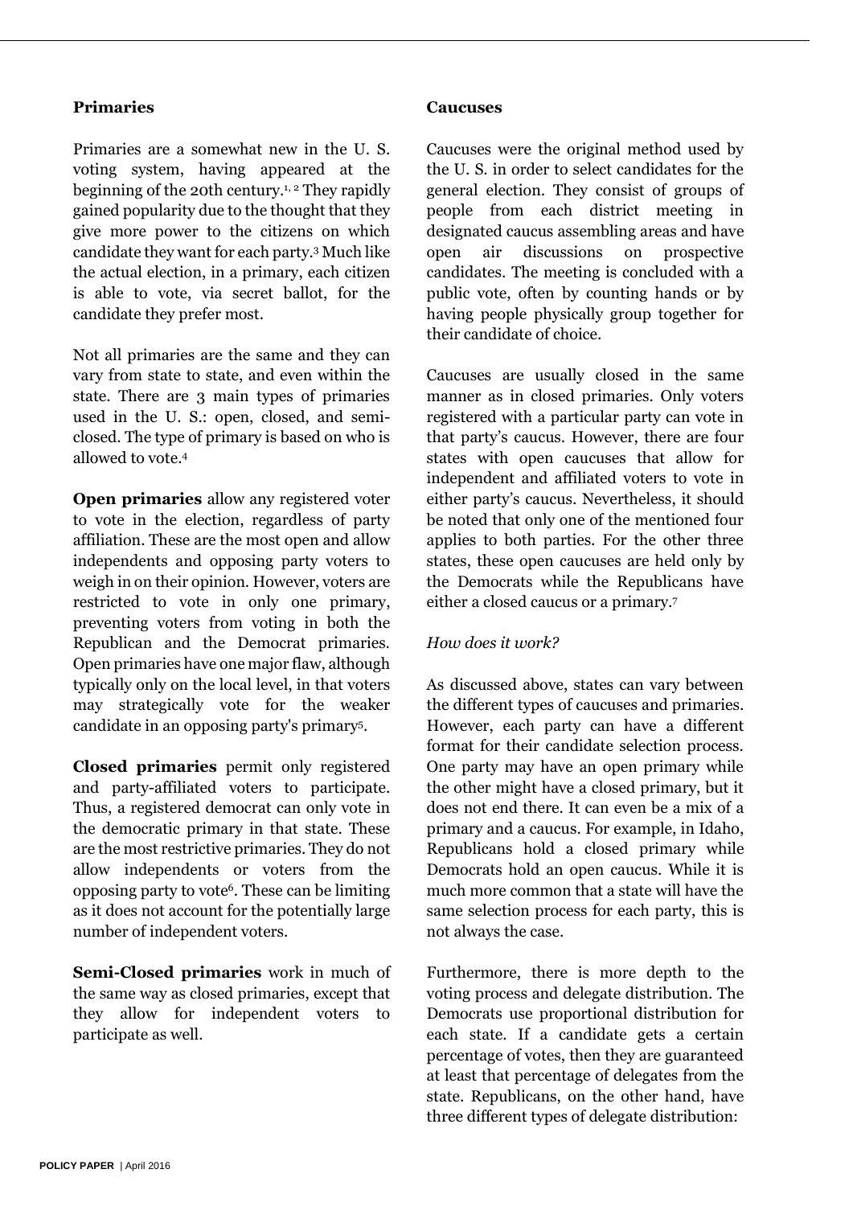## Primaries

Primaries are a somewhat new in the U. S. voting system, having appeared at the beginning of the 20th century.[1, 2] They rapidly gained popularity due to the thought that they give more power to the citizens on which candidate they want for each party.[3] Much like the actual election, in a primary, each citizen is able to vote, via secret ballot, for the candidate they prefer most.

Not all primaries are the same and they can vary from state to state, and even within the state. There are 3 main types of primaries used in the U. S.: open, closed, and semi-closed. The type of primary is based on who is allowed to vote.[4]

**Open primaries** allow any registered voter to vote in the election, regardless of party affiliation. These are the most open and allow independents and opposing party voters to weigh in on their opinion. However, voters are restricted to vote in only one primary, preventing voters from voting in both the Republican and the Democrat primaries. Open primaries have one major flaw, although typically only on the local level, in that voters may strategically vote for the weaker candidate in an opposing party's primary[5].

**Closed primaries** permit only registered and party-affiliated voters to participate. Thus, a registered democrat can only vote in the democratic primary in that state. These are the most restrictive primaries. They do not allow independents or voters from the opposing party to vote[6]. These can be limiting as it does not account for the potentially large number of independent voters.

**Semi-Closed primaries** work in much of the same way as closed primaries, except that they allow for independent voters to participate as well.

## Caucuses

Caucuses were the original method used by the U. S. in order to select candidates for the general election. They consist of groups of people from each district meeting in designated caucus assembling areas and have open air discussions on prospective candidates. The meeting is concluded with a public vote, often by counting hands or by having people physically group together for their candidate of choice.

Caucuses are usually closed in the same manner as in closed primaries. Only voters registered with a particular party can vote in that party's caucus. However, there are four states with open caucuses that allow for independent and affiliated voters to vote in either party's caucus. Nevertheless, it should be noted that only one of the mentioned four applies to both parties. For the other three states, these open caucuses are held only by the Democrats while the Republicans have either a closed caucus or a primary.[7]

*How does it work?*

As discussed above, states can vary between the different types of caucuses and primaries. However, each party can have a different format for their candidate selection process. One party may have an open primary while the other might have a closed primary, but it does not end there. It can even be a mix of a primary and a caucus. For example, in Idaho, Republicans hold a closed primary while Democrats hold an open caucus. While it is much more common that a state will have the same selection process for each party, this is not always the case.

Furthermore, there is more depth to the voting process and delegate distribution. The Democrats use proportional distribution for each state. If a candidate gets a certain percentage of votes, then they are guaranteed at least that percentage of delegates from the state. Republicans, on the other hand, have three different types of delegate distribution: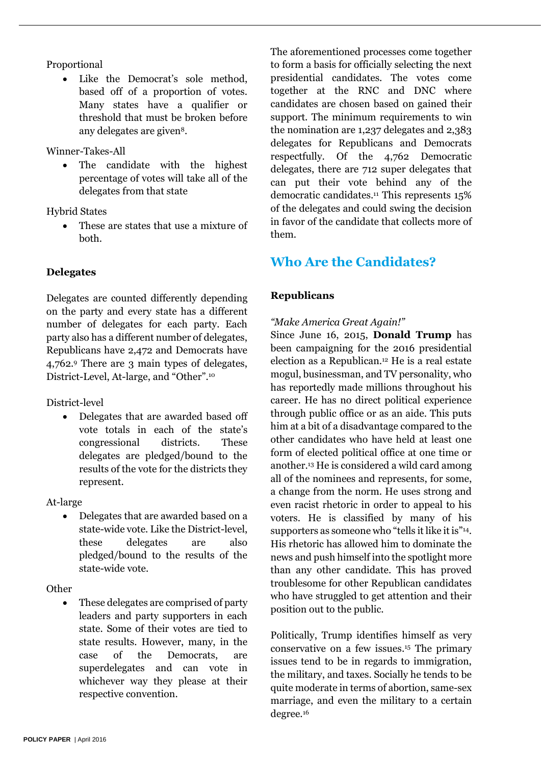Proportional

- Like the Democrat's sole method, based off of a proportion of votes. Many states have a qualifier or threshold that must be broken before any delegates are given[8].

Winner-Takes-All

- The candidate with the highest percentage of votes will take all of the delegates from that state

Hybrid States

- These are states that use a mixture of both.

**Delegates**

Delegates are counted differently depending on the party and every state has a different number of delegates for each party. Each party also has a different number of delegates, Republicans have 2,472 and Democrats have 4,762.[9] There are 3 main types of delegates, District-Level, At-large, and "Other".[10]

District-level

- Delegates that are awarded based off vote totals in each of the state's congressional districts. These delegates are pledged/bound to the results of the vote for the districts they represent.

At-large

- Delegates that are awarded based on a state-wide vote. Like the District-level, these delegates are also pledged/bound to the results of the state-wide vote.

Other

- These delegates are comprised of party leaders and party supporters in each state. Some of their votes are tied to state results. However, many, in the case of the Democrats, are superdelegates and can vote in whichever way they please at their respective convention.

The aforementioned processes come together to form a basis for officially selecting the next presidential candidates. The votes come together at the RNC and DNC where candidates are chosen based on gained their support. The minimum requirements to win the nomination are 1,237 delegates and 2,383 delegates for Republicans and Democrats respectfully. Of the 4,762 Democratic delegates, there are 712 super delegates that can put their vote behind any of the democratic candidates.[11] This represents 15% of the delegates and could swing the decision in favor of the candidate that collects more of them.

## Who Are the Candidates?

**Republicans**

*"Make America Great Again!"*
Since June 16, 2015, **Donald Trump** has been campaigning for the 2016 presidential election as a Republican.[12] He is a real estate mogul, businessman, and TV personality, who has reportedly made millions throughout his career. He has no direct political experience through public office or as an aide. This puts him at a bit of a disadvantage compared to the other candidates who have held at least one form of elected political office at one time or another.[13] He is considered a wild card among all of the nominees and represents, for some, a change from the norm. He uses strong and even racist rhetoric in order to appeal to his voters. He is classified by many of his supporters as someone who "tells it like it is"[14]. His rhetoric has allowed him to dominate the news and push himself into the spotlight more than any other candidate. This has proved troublesome for other Republican candidates who have struggled to get attention and their position out to the public.

Politically, Trump identifies himself as very conservative on a few issues.[15] The primary issues tend to be in regards to immigration, the military, and taxes. Socially he tends to be quite moderate in terms of abortion, same-sex marriage, and even the military to a certain degree.[16]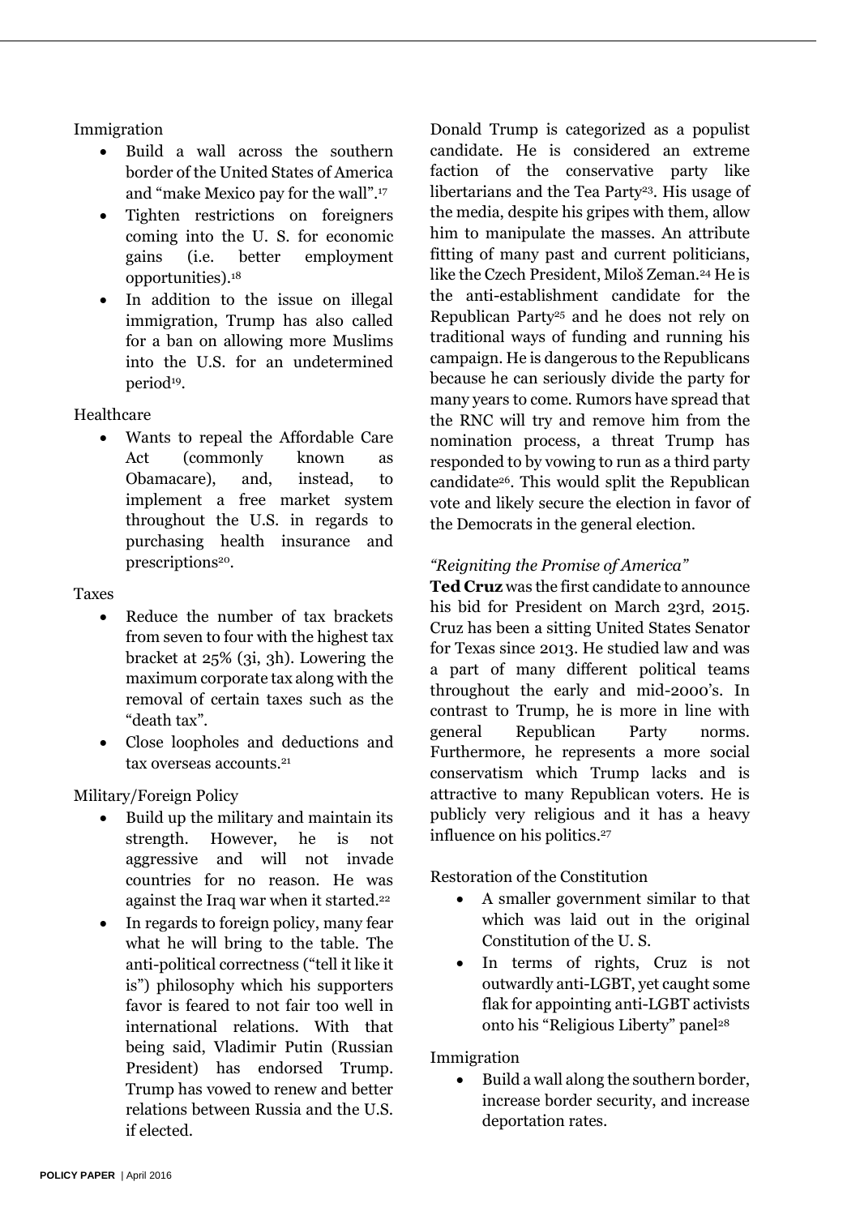Immigration

- Build a wall across the southern border of the United States of America and "make Mexico pay for the wall".[17]
- Tighten restrictions on foreigners coming into the U. S. for economic gains (i.e. better employment opportunities).[18]
- In addition to the issue on illegal immigration, Trump has also called for a ban on allowing more Muslims into the U.S. for an undetermined period[19].

Healthcare

- Wants to repeal the Affordable Care Act (commonly known as Obamacare), and, instead, to implement a free market system throughout the U.S. in regards to purchasing health insurance and prescriptions[20].

Taxes

- Reduce the number of tax brackets from seven to four with the highest tax bracket at 25% (3i, 3h). Lowering the maximum corporate tax along with the removal of certain taxes such as the "death tax".
- Close loopholes and deductions and tax overseas accounts.[21]

Military/Foreign Policy

- Build up the military and maintain its strength. However, he is not aggressive and will not invade countries for no reason. He was against the Iraq war when it started.[22]
- In regards to foreign policy, many fear what he will bring to the table. The anti-political correctness ("tell it like it is") philosophy which his supporters favor is feared to not fair too well in international relations. With that being said, Vladimir Putin (Russian President) has endorsed Trump. Trump has vowed to renew and better relations between Russia and the U.S. if elected.

Donald Trump is categorized as a populist candidate. He is considered an extreme faction of the conservative party like libertarians and the Tea Party[23]. His usage of the media, despite his gripes with them, allow him to manipulate the masses. An attribute fitting of many past and current politicians, like the Czech President, Miloš Zeman.[24] He is the anti-establishment candidate for the Republican Party[25] and he does not rely on traditional ways of funding and running his campaign. He is dangerous to the Republicans because he can seriously divide the party for many years to come. Rumors have spread that the RNC will try and remove him from the nomination process, a threat Trump has responded to by vowing to run as a third party candidate[26]. This would split the Republican vote and likely secure the election in favor of the Democrats in the general election.

*"Reigniting the Promise of America"*

**Ted Cruz** was the first candidate to announce his bid for President on March 23rd, 2015. Cruz has been a sitting United States Senator for Texas since 2013. He studied law and was a part of many different political teams throughout the early and mid-2000's. In contrast to Trump, he is more in line with general Republican Party norms. Furthermore, he represents a more social conservatism which Trump lacks and is attractive to many Republican voters. He is publicly very religious and it has a heavy influence on his politics.[27]

Restoration of the Constitution

- A smaller government similar to that which was laid out in the original Constitution of the U. S.
- In terms of rights, Cruz is not outwardly anti-LGBT, yet caught some flak for appointing anti-LGBT activists onto his "Religious Liberty" panel[28]

Immigration

- Build a wall along the southern border, increase border security, and increase deportation rates.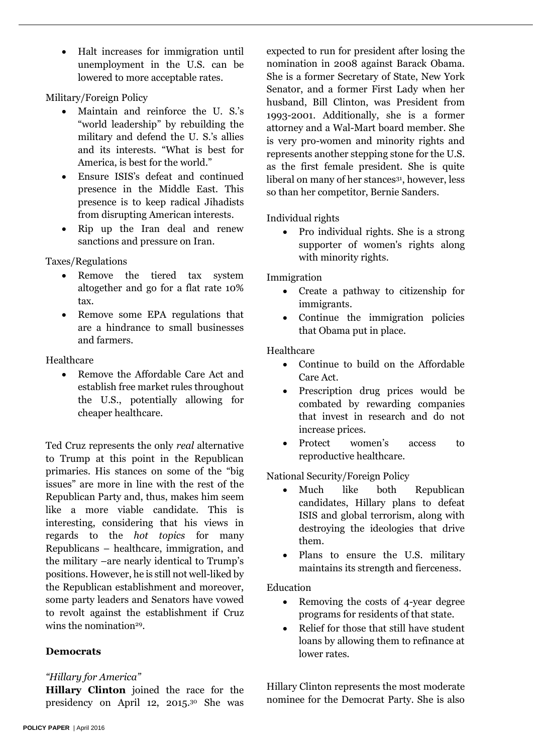- Halt increases for immigration until unemployment in the U.S. can be lowered to more acceptable rates.

Military/Foreign Policy

- Maintain and reinforce the U. S.'s "world leadership" by rebuilding the military and defend the U. S.'s allies and its interests. "What is best for America, is best for the world."
- Ensure ISIS's defeat and continued presence in the Middle East. This presence is to keep radical Jihadists from disrupting American interests.
- Rip up the Iran deal and renew sanctions and pressure on Iran.

Taxes/Regulations

- Remove the tiered tax system altogether and go for a flat rate 10% tax.
- Remove some EPA regulations that are a hindrance to small businesses and farmers.

Healthcare

- Remove the Affordable Care Act and establish free market rules throughout the U.S., potentially allowing for cheaper healthcare.

Ted Cruz represents the only *real* alternative to Trump at this point in the Republican primaries. His stances on some of the "big issues" are more in line with the rest of the Republican Party and, thus, makes him seem like a more viable candidate. This is interesting, considering that his views in regards to the *hot topics* for many Republicans – healthcare, immigration, and the military –are nearly identical to Trump's positions. However, he is still not well-liked by the Republican establishment and moreover, some party leaders and Senators have vowed to revolt against the establishment if Cruz wins the nomination[29].

### Democrats

*"Hillary for America"*

**Hillary Clinton** joined the race for the presidency on April 12, 2015.[30] She was expected to run for president after losing the nomination in 2008 against Barack Obama. She is a former Secretary of State, New York Senator, and a former First Lady when her husband, Bill Clinton, was President from 1993-2001. Additionally, she is a former attorney and a Wal-Mart board member. She is very pro-women and minority rights and represents another stepping stone for the U.S. as the first female president. She is quite liberal on many of her stances[31], however, less so than her competitor, Bernie Sanders.

Individual rights

- Pro individual rights. She is a strong supporter of women's rights along with minority rights.

Immigration

- Create a pathway to citizenship for immigrants.
- Continue the immigration policies that Obama put in place.

Healthcare

- Continue to build on the Affordable Care Act.
- Prescription drug prices would be combated by rewarding companies that invest in research and do not increase prices.
- Protect women's access to reproductive healthcare.

National Security/Foreign Policy

- Much like both Republican candidates, Hillary plans to defeat ISIS and global terrorism, along with destroying the ideologies that drive them.
- Plans to ensure the U.S. military maintains its strength and fierceness.

Education

- Removing the costs of 4-year degree programs for residents of that state.
- Relief for those that still have student loans by allowing them to refinance at lower rates.

Hillary Clinton represents the most moderate nominee for the Democrat Party. She is also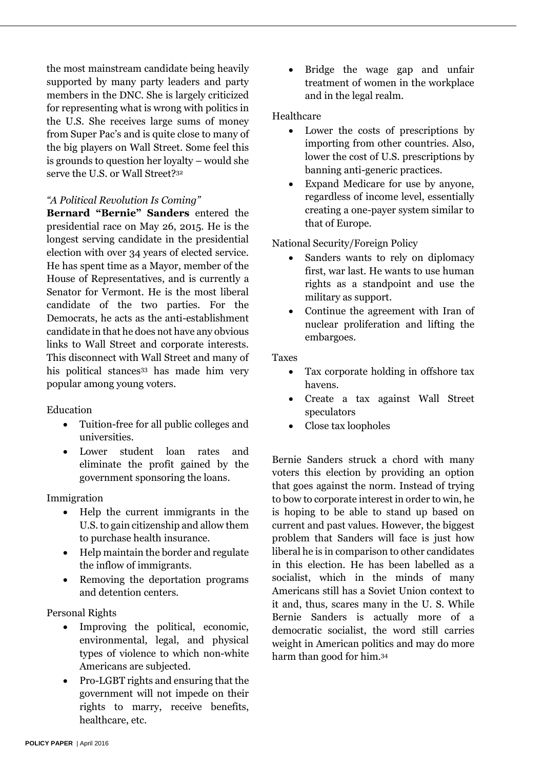the most mainstream candidate being heavily supported by many party leaders and party members in the DNC. She is largely criticized for representing what is wrong with politics in the U.S. She receives large sums of money from Super Pac's and is quite close to many of the big players on Wall Street. Some feel this is grounds to question her loyalty – would she serve the U.S. or Wall Street?[32]

*"A Political Revolution Is Coming"*

**Bernard "Bernie" Sanders** entered the presidential race on May 26, 2015. He is the longest serving candidate in the presidential election with over 34 years of elected service. He has spent time as a Mayor, member of the House of Representatives, and is currently a Senator for Vermont. He is the most liberal candidate of the two parties. For the Democrats, he acts as the anti-establishment candidate in that he does not have any obvious links to Wall Street and corporate interests. This disconnect with Wall Street and many of his political stances[33] has made him very popular among young voters.

Education

- Tuition-free for all public colleges and universities.
- Lower student loan rates and eliminate the profit gained by the government sponsoring the loans.

Immigration

- Help the current immigrants in the U.S. to gain citizenship and allow them to purchase health insurance.
- Help maintain the border and regulate the inflow of immigrants.
- Removing the deportation programs and detention centers.

Personal Rights

- Improving the political, economic, environmental, legal, and physical types of violence to which non-white Americans are subjected.
- Pro-LGBT rights and ensuring that the government will not impede on their rights to marry, receive benefits, healthcare, etc.
- Bridge the wage gap and unfair treatment of women in the workplace and in the legal realm.

Healthcare

- Lower the costs of prescriptions by importing from other countries. Also, lower the cost of U.S. prescriptions by banning anti-generic practices.
- Expand Medicare for use by anyone, regardless of income level, essentially creating a one-payer system similar to that of Europe.

National Security/Foreign Policy

- Sanders wants to rely on diplomacy first, war last. He wants to use human rights as a standpoint and use the military as support.
- Continue the agreement with Iran of nuclear proliferation and lifting the embargoes.

Taxes

- Tax corporate holding in offshore tax havens.
- Create a tax against Wall Street speculators
- Close tax loopholes

Bernie Sanders struck a chord with many voters this election by providing an option that goes against the norm. Instead of trying to bow to corporate interest in order to win, he is hoping to be able to stand up based on current and past values. However, the biggest problem that Sanders will face is just how liberal he is in comparison to other candidates in this election. He has been labelled as a socialist, which in the minds of many Americans still has a Soviet Union context to it and, thus, scares many in the U. S. While Bernie Sanders is actually more of a democratic socialist, the word still carries weight in American politics and may do more harm than good for him.[34]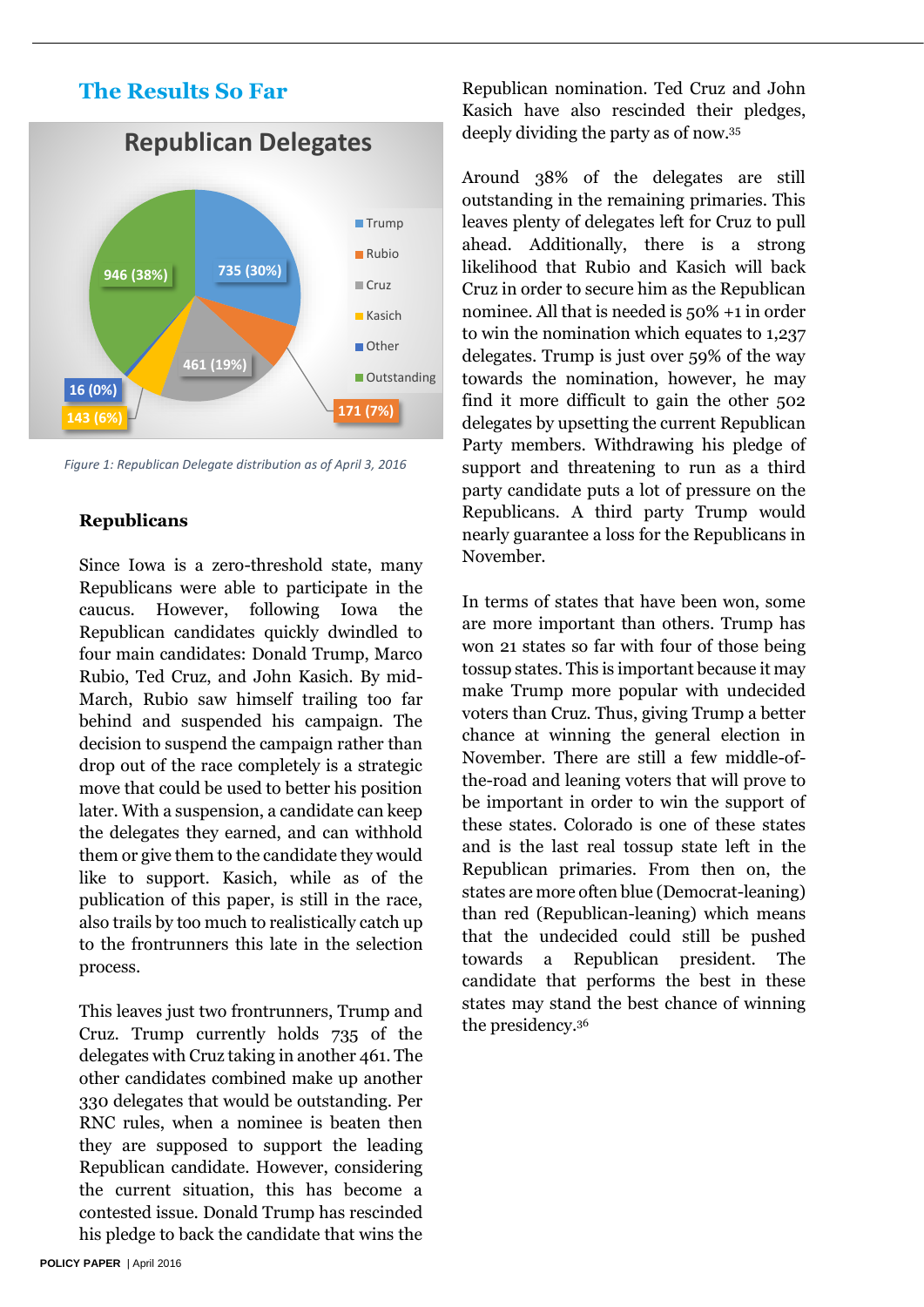## The Results So Far

Figure 1: Republican Delegate distribution as of April 3, 2016

### Republicans

Since Iowa is a zero-threshold state, many Republicans were able to participate in the caucus. However, following Iowa the Republican candidates quickly dwindled to four main candidates: Donald Trump, Marco Rubio, Ted Cruz, and John Kasich. By mid-March, Rubio saw himself trailing too far behind and suspended his campaign. The decision to suspend the campaign rather than drop out of the race completely is a strategic move that could be used to better his position later. With a suspension, a candidate can keep the delegates they earned, and can withhold them or give them to the candidate they would like to support. Kasich, while as of the publication of this paper, is still in the race, also trails by too much to realistically catch up to the frontrunners this late in the selection process.

This leaves just two frontrunners, Trump and Cruz. Trump currently holds 735 of the delegates with Cruz taking in another 461. The other candidates combined make up another 330 delegates that would be outstanding. Per RNC rules, when a nominee is beaten then they are supposed to support the leading Republican candidate. However, considering the current situation, this has become a contested issue. Donald Trump has rescinded his pledge to back the candidate that wins the Republican nomination. Ted Cruz and John Kasich have also rescinded their pledges, deeply dividing the party as of now.[35]

Around 38% of the delegates are still outstanding in the remaining primaries. This leaves plenty of delegates left for Cruz to pull ahead. Additionally, there is a strong likelihood that Rubio and Kasich will back Cruz in order to secure him as the Republican nominee. All that is needed is 50% +1 in order to win the nomination which equates to 1,237 delegates. Trump is just over 59% of the way towards the nomination, however, he may find it more difficult to gain the other 502 delegates by upsetting the current Republican Party members. Withdrawing his pledge of support and threatening to run as a third party candidate puts a lot of pressure on the Republicans. A third party Trump would nearly guarantee a loss for the Republicans in November.

In terms of states that have been won, some are more important than others. Trump has won 21 states so far with four of those being tossup states. This is important because it may make Trump more popular with undecided voters than Cruz. Thus, giving Trump a better chance at winning the general election in November. There are still a few middle-of-the-road and leaning voters that will prove to be important in order to win the support of these states. Colorado is one of these states and is the last real tossup state left in the Republican primaries. From then on, the states are more often blue (Democrat-leaning) than red (Republican-leaning) which means that the undecided could still be pushed towards a Republican president. The candidate that performs the best in these states may stand the best chance of winning the presidency.[36]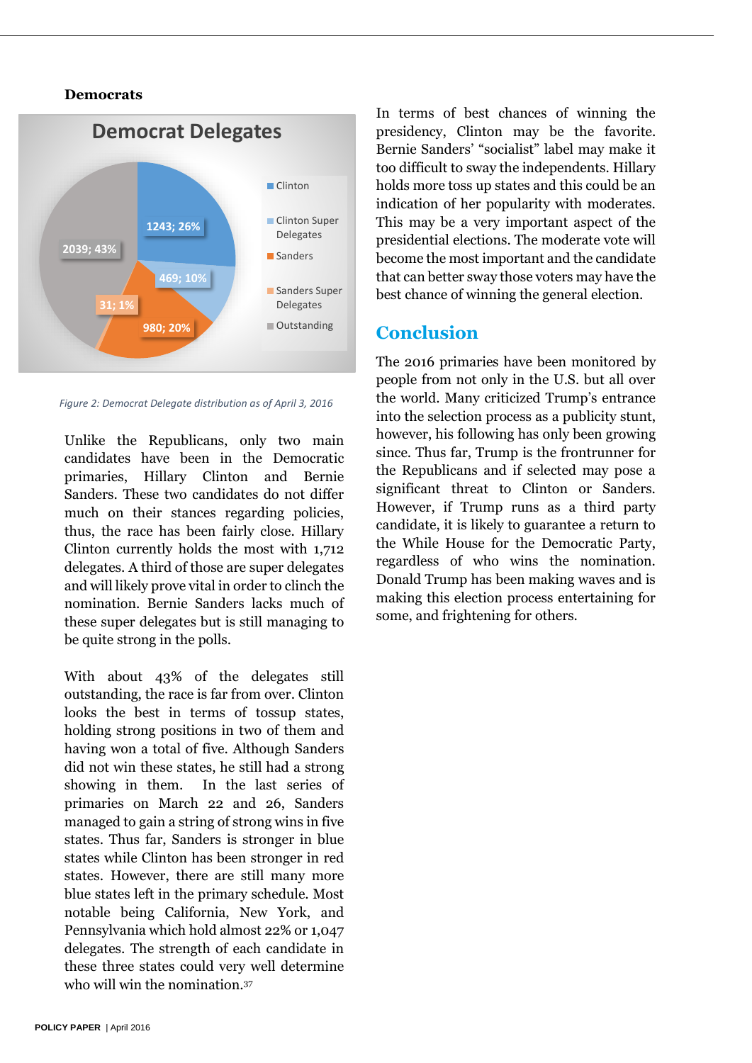**Democrats**

Figure 2: Democrat Delegate distribution as of April 3, 2016

Unlike the Republicans, only two main candidates have been in the Democratic primaries, Hillary Clinton and Bernie Sanders. These two candidates do not differ much on their stances regarding policies, thus, the race has been fairly close. Hillary Clinton currently holds the most with 1,712 delegates. A third of those are super delegates and will likely prove vital in order to clinch the nomination. Bernie Sanders lacks much of these super delegates but is still managing to be quite strong in the polls.

With about 43% of the delegates still outstanding, the race is far from over. Clinton looks the best in terms of tossup states, holding strong positions in two of them and having won a total of five. Although Sanders did not win these states, he still had a strong showing in them. In the last series of primaries on March 22 and 26, Sanders managed to gain a string of strong wins in five states. Thus far, Sanders is stronger in blue states while Clinton has been stronger in red states. However, there are still many more blue states left in the primary schedule. Most notable being California, New York, and Pennsylvania which hold almost 22% or 1,047 delegates. The strength of each candidate in these three states could very well determine who will win the nomination.[37]

In terms of best chances of winning the presidency, Clinton may be the favorite. Bernie Sanders' "socialist" label may make it too difficult to sway the independents. Hillary holds more toss up states and this could be an indication of her popularity with moderates. This may be a very important aspect of the presidential elections. The moderate vote will become the most important and the candidate that can better sway those voters may have the best chance of winning the general election.

## Conclusion

The 2016 primaries have been monitored by people from not only in the U.S. but all over the world. Many criticized Trump's entrance into the selection process as a publicity stunt, however, his following has only been growing since. Thus far, Trump is the frontrunner for the Republicans and if selected may pose a significant threat to Clinton or Sanders. However, if Trump runs as a third party candidate, it is likely to guarantee a return to the While House for the Democratic Party, regardless of who wins the nomination. Donald Trump has been making waves and is making this election process entertaining for some, and frightening for others.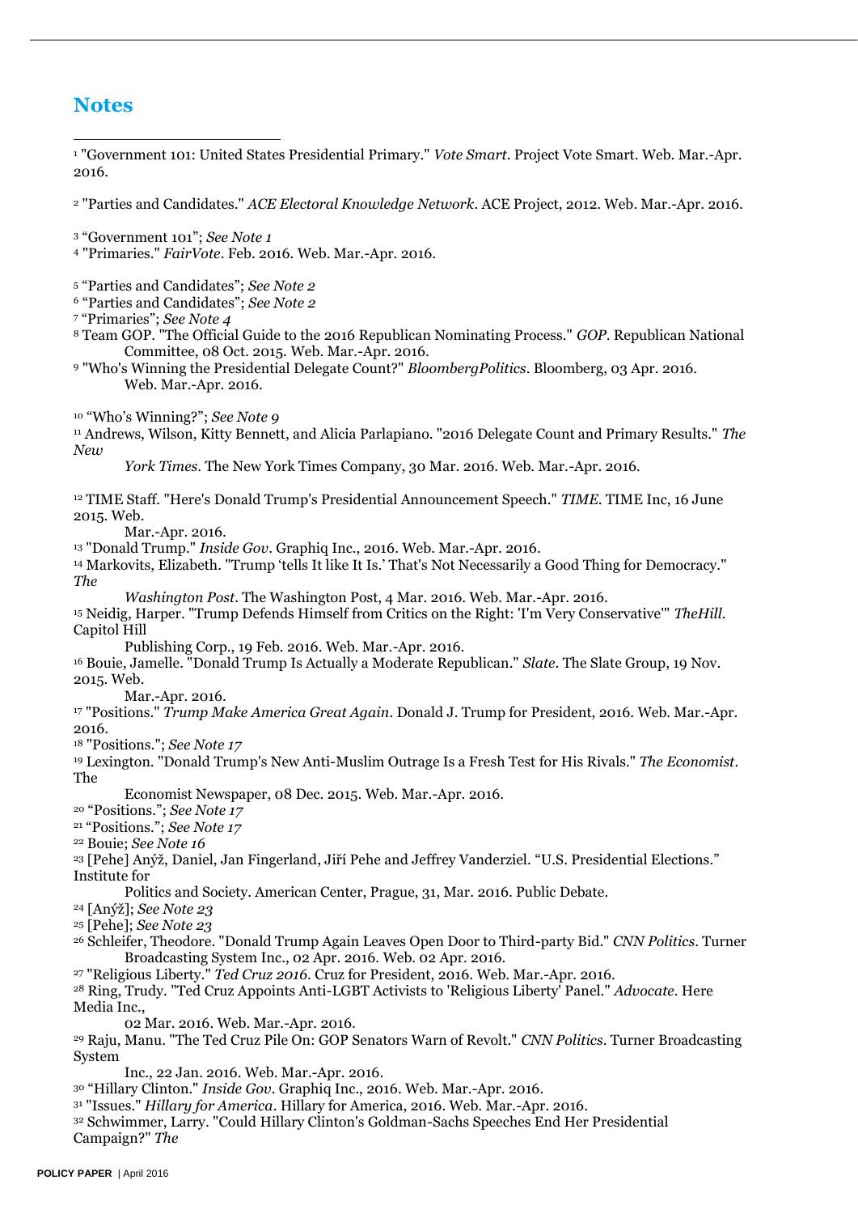## Notes

[1] "Government 101: United States Presidential Primary." *Vote Smart*. Project Vote Smart. Web. Mar.-Apr. 2016.

[2] "Parties and Candidates." *ACE Electoral Knowledge Network*. ACE Project, 2012. Web. Mar.-Apr. 2016.

[3] "Government 101"; *See Note 1*

[4] "Primaries." *FairVote*. Feb. 2016. Web. Mar.-Apr. 2016.

[5] "Parties and Candidates"; *See Note 2*

[6] "Parties and Candidates"; *See Note 2*

[7] "Primaries"; *See Note 4*

[8] Team GOP. "The Official Guide to the 2016 Republican Nominating Process." *GOP*. Republican National Committee, 08 Oct. 2015. Web. Mar.-Apr. 2016.

[9] "Who's Winning the Presidential Delegate Count?" *BloombergPolitics*. Bloomberg, 03 Apr. 2016. Web. Mar.-Apr. 2016.

[10] "Who's Winning?"; *See Note 9*

[11] Andrews, Wilson, Kitty Bennett, and Alicia Parlapiano. "2016 Delegate Count and Primary Results." *The New York Times*. The New York Times Company, 30 Mar. 2016. Web. Mar.-Apr. 2016.

[12] TIME Staff. "Here's Donald Trump's Presidential Announcement Speech." *TIME*. TIME Inc, 16 June 2015. Web. Mar.-Apr. 2016.

[13] "Donald Trump." *Inside Gov*. Graphiq Inc., 2016. Web. Mar.-Apr. 2016.

[14] Markovits, Elizabeth. "Trump 'tells It like It Is.' That's Not Necessarily a Good Thing for Democracy." *The Washington Post*. The Washington Post, 4 Mar. 2016. Web. Mar.-Apr. 2016.

[15] Neidig, Harper. "Trump Defends Himself from Critics on the Right: 'I'm Very Conservative'" *TheHill*. Capitol Hill Publishing Corp., 19 Feb. 2016. Web. Mar.-Apr. 2016.

[16] Bouie, Jamelle. "Donald Trump Is Actually a Moderate Republican." *Slate*. The Slate Group, 19 Nov. 2015. Web. Mar.-Apr. 2016.

[17] "Positions." *Trump Make America Great Again*. Donald J. Trump for President, 2016. Web. Mar.-Apr. 2016.

[18] "Positions."; *See Note 17*

[19] Lexington. "Donald Trump's New Anti-Muslim Outrage Is a Fresh Test for His Rivals." *The Economist*. The Economist Newspaper, 08 Dec. 2015. Web. Mar.-Apr. 2016.

[20] "Positions."; *See Note 17*

[21] "Positions."; *See Note 17*

[22] Bouie; *See Note 16*

[23] [Pehe] Anýž, Daniel, Jan Fingerland, Jiří Pehe and Jeffrey Vanderziel. "U.S. Presidential Elections." Institute for Politics and Society. American Center, Prague, 31, Mar. 2016. Public Debate.

[24] [Anýž]; *See Note 23*

[25] [Pehe]; *See Note 23*

[26] Schleifer, Theodore. "Donald Trump Again Leaves Open Door to Third-party Bid." *CNN Politics*. Turner Broadcasting System Inc., 02 Apr. 2016. Web. 02 Apr. 2016.

[27] "Religious Liberty." *Ted Cruz 2016*. Cruz for President, 2016. Web. Mar.-Apr. 2016.

[28] Ring, Trudy. "Ted Cruz Appoints Anti-LGBT Activists to 'Religious Liberty' Panel." *Advocate*. Here Media Inc., 02 Mar. 2016. Web. Mar.-Apr. 2016.

[29] Raju, Manu. "The Ted Cruz Pile On: GOP Senators Warn of Revolt." *CNN Politics*. Turner Broadcasting System Inc., 22 Jan. 2016. Web. Mar.-Apr. 2016.

[30] "Hillary Clinton." *Inside Gov*. Graphiq Inc., 2016. Web. Mar.-Apr. 2016.

[31] "Issues." *Hillary for America*. Hillary for America, 2016. Web. Mar.-Apr. 2016.

[32] Schwimmer, Larry. "Could Hillary Clinton's Goldman-Sachs Speeches End Her Presidential Campaign?" *The*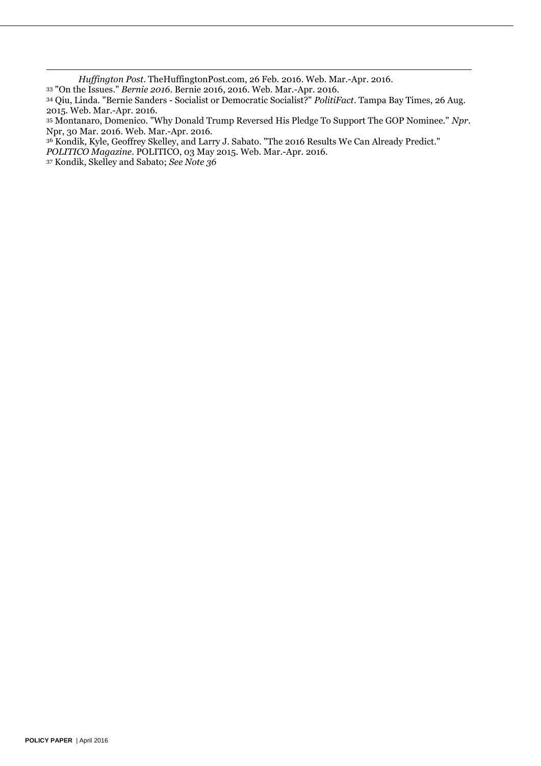*Huffington Post*. TheHuffingtonPost.com, 26 Feb. 2016. Web. Mar.-Apr. 2016.

[33] "On the Issues." *Bernie 2016*. Bernie 2016, 2016. Web. Mar.-Apr. 2016.

[34] Qiu, Linda. "Bernie Sanders - Socialist or Democratic Socialist?" *PolitiFact*. Tampa Bay Times, 26 Aug. 2015. Web. Mar.-Apr. 2016.

[35] Montanaro, Domenico. "Why Donald Trump Reversed His Pledge To Support The GOP Nominee." *Npr*. Npr, 30 Mar. 2016. Web. Mar.-Apr. 2016.

[36] Kondik, Kyle, Geoffrey Skelley, and Larry J. Sabato. "The 2016 Results We Can Already Predict." *POLITICO Magazine*. POLITICO, 03 May 2015. Web. Mar.-Apr. 2016.

[37] Kondik, Skelley and Sabato; *See Note 36*